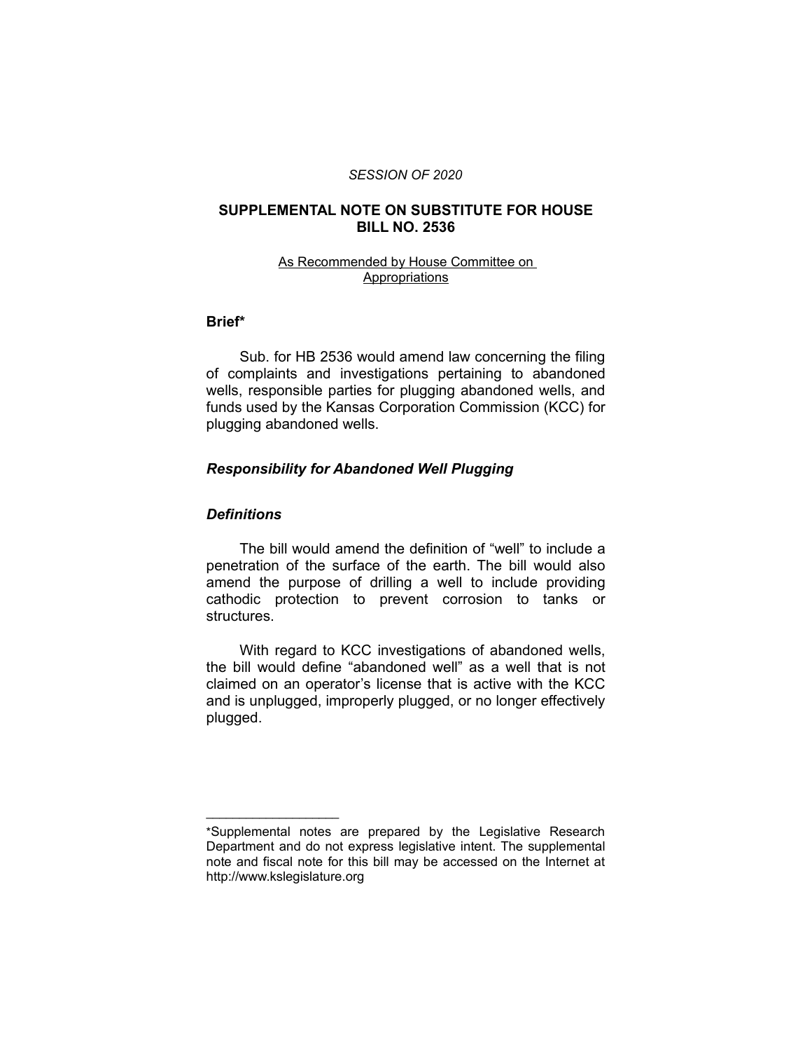*SESSION OF 2020*

# SUPPLEMENTAL NOTE ON SUBSTITUTE FOR HOUSE BILL NO. 2536

As Recommended by House Committee on Appropriations

## Brief*

Sub. for HB 2536 would amend law concerning the filing of complaints and investigations pertaining to abandoned wells, responsible parties for plugging abandoned wells, and funds used by the Kansas Corporation Commission (KCC) for plugging abandoned wells.

### *Responsibility for Abandoned Well Plugging*

### *Definitions*

The bill would amend the definition of "well" to include a penetration of the surface of the earth. The bill would also amend the purpose of drilling a well to include providing cathodic protection to prevent corrosion to tanks or structures.

With regard to KCC investigations of abandoned wells, the bill would define "abandoned well" as a well that is not claimed on an operator's license that is active with the KCC and is unplugged, improperly plugged, or no longer effectively plugged.

---

*Supplemental notes are prepared by the Legislative Research Department and do not express legislative intent. The supplemental note and fiscal note for this bill may be accessed on the Internet at http://www.kslegislature.org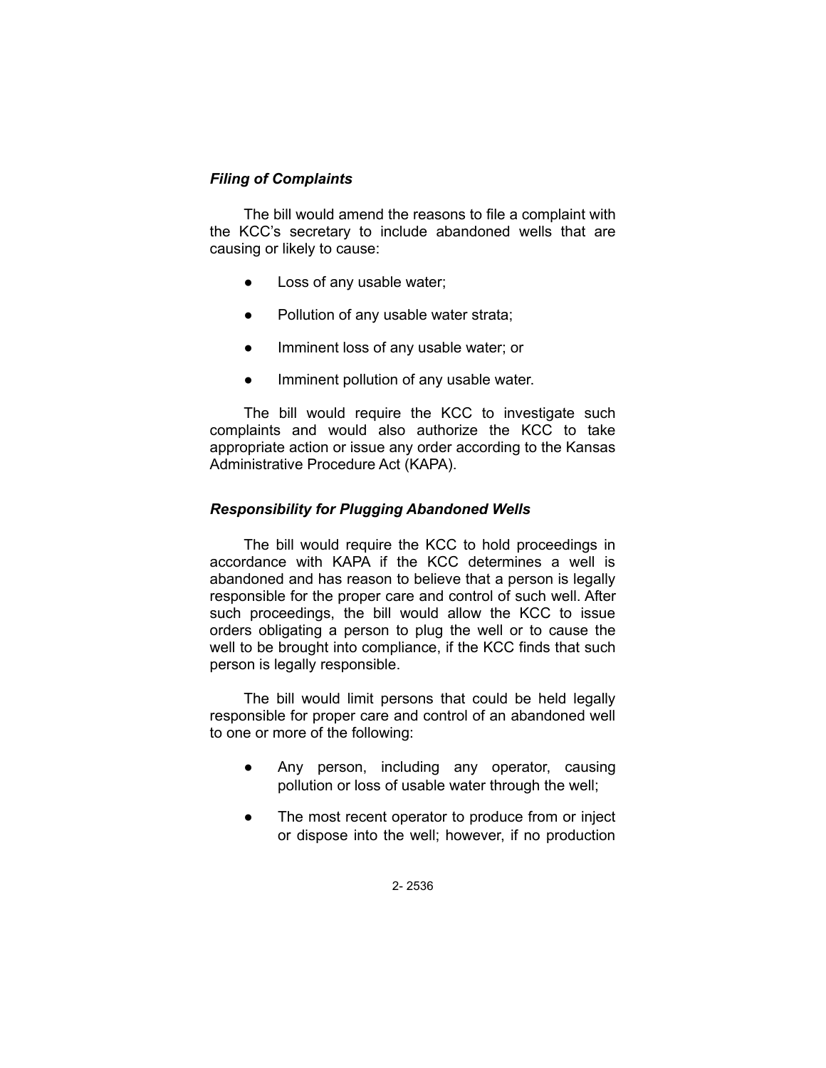### *Filing of Complaints*

The bill would amend the reasons to file a complaint with the KCC's secretary to include abandoned wells that are causing or likely to cause:

- Loss of any usable water;
- Pollution of any usable water strata;
- Imminent loss of any usable water; or
- Imminent pollution of any usable water.

The bill would require the KCC to investigate such complaints and would also authorize the KCC to take appropriate action or issue any order according to the Kansas Administrative Procedure Act (KAPA).

### *Responsibility for Plugging Abandoned Wells*

The bill would require the KCC to hold proceedings in accordance with KAPA if the KCC determines a well is abandoned and has reason to believe that a person is legally responsible for the proper care and control of such well. After such proceedings, the bill would allow the KCC to issue orders obligating a person to plug the well or to cause the well to be brought into compliance, if the KCC finds that such person is legally responsible.

The bill would limit persons that could be held legally responsible for proper care and control of an abandoned well to one or more of the following:

- Any person, including any operator, causing pollution or loss of usable water through the well;
- The most recent operator to produce from or inject or dispose into the well; however, if no production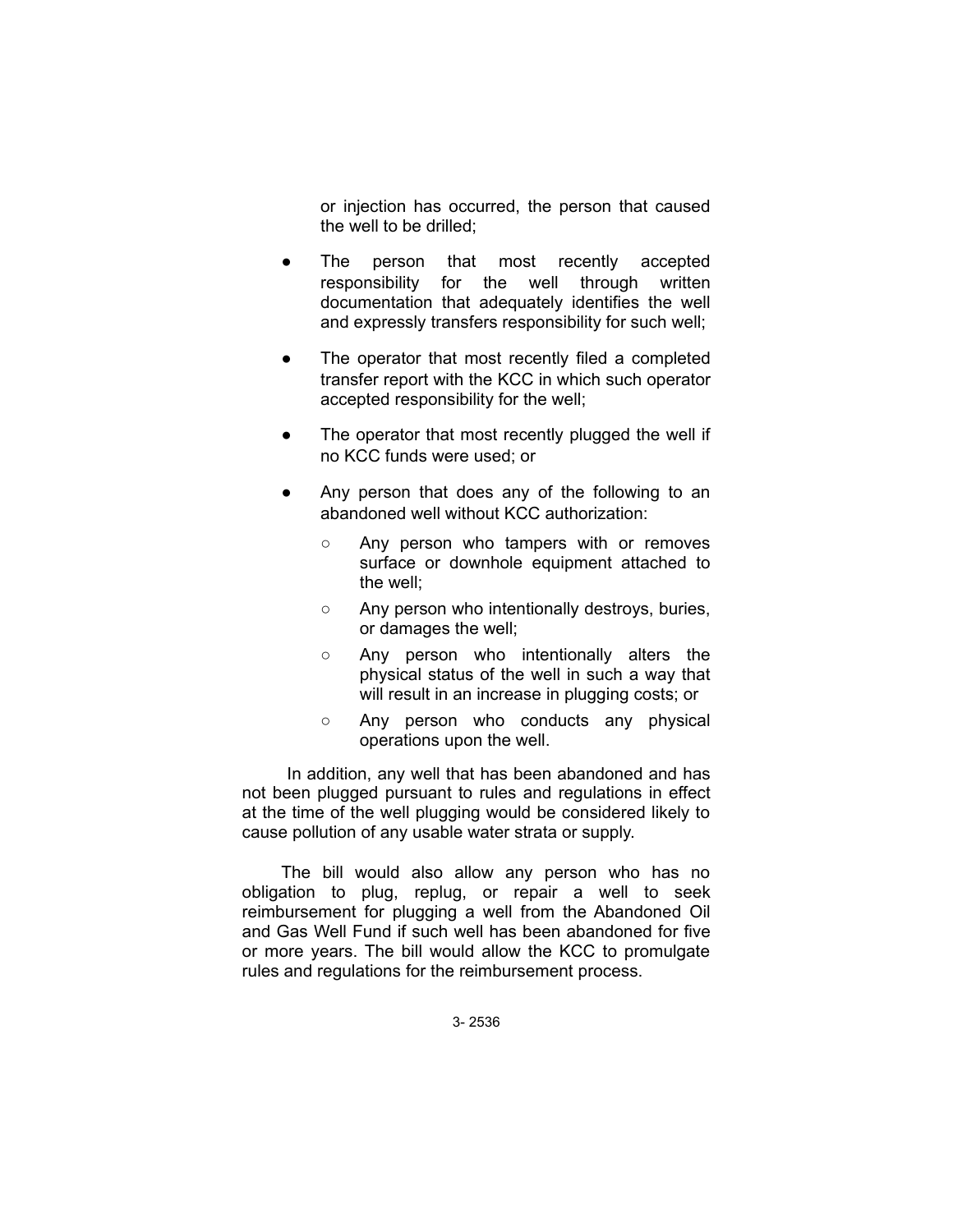or injection has occurred, the person that caused the well to be drilled;

- The person that most recently accepted responsibility for the well through written documentation that adequately identifies the well and expressly transfers responsibility for such well;
- The operator that most recently filed a completed transfer report with the KCC in which such operator accepted responsibility for the well;
- The operator that most recently plugged the well if no KCC funds were used; or
- Any person that does any of the following to an abandoned well without KCC authorization:
  - Any person who tampers with or removes surface or downhole equipment attached to the well;
  - Any person who intentionally destroys, buries, or damages the well;
  - Any person who intentionally alters the physical status of the well in such a way that will result in an increase in plugging costs; or
  - Any person who conducts any physical operations upon the well.

In addition, any well that has been abandoned and has not been plugged pursuant to rules and regulations in effect at the time of the well plugging would be considered likely to cause pollution of any usable water strata or supply.

The bill would also allow any person who has no obligation to plug, replug, or repair a well to seek reimbursement for plugging a well from the Abandoned Oil and Gas Well Fund if such well has been abandoned for five or more years. The bill would allow the KCC to promulgate rules and regulations for the reimbursement process.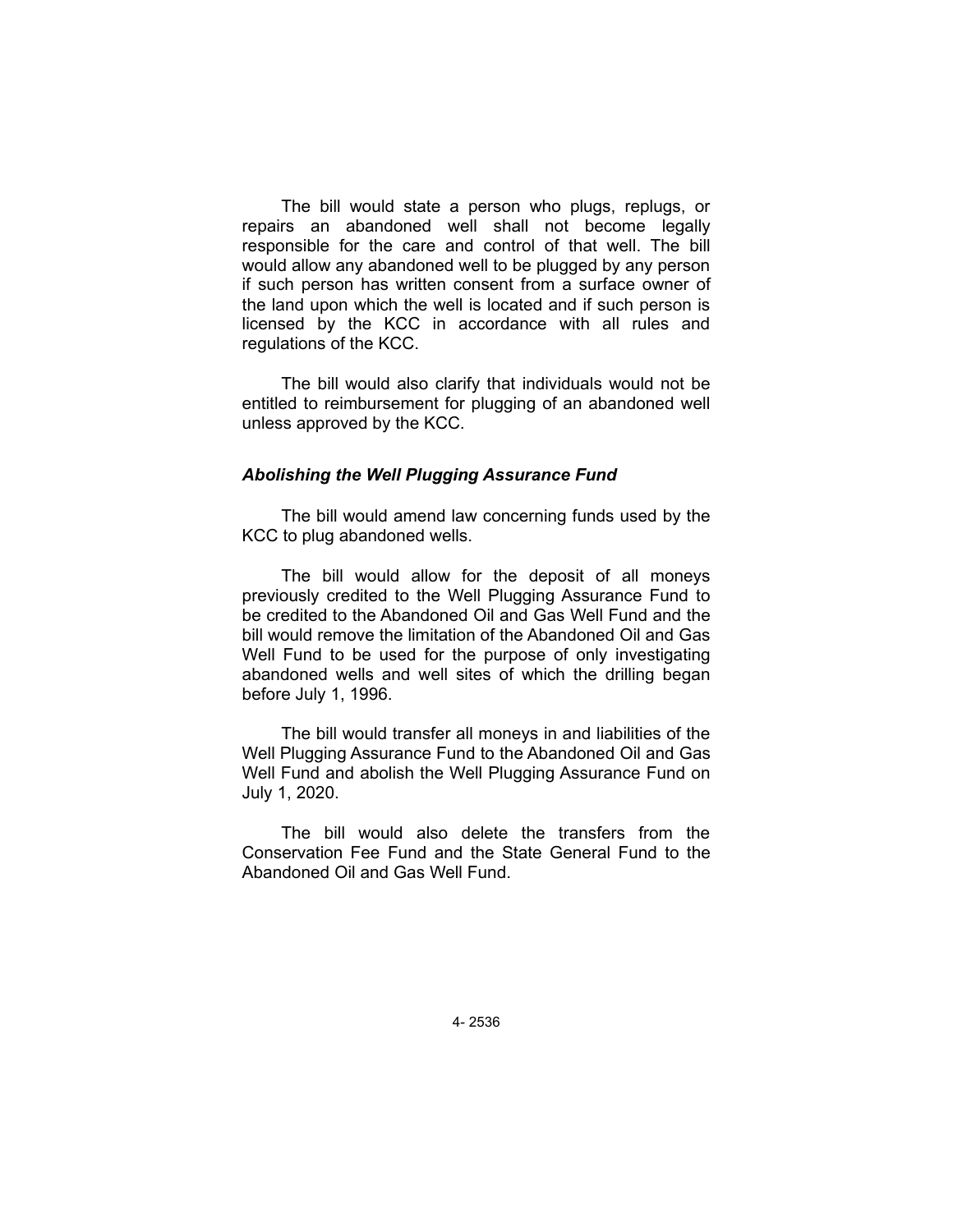The bill would state a person who plugs, replugs, or repairs an abandoned well shall not become legally responsible for the care and control of that well. The bill would allow any abandoned well to be plugged by any person if such person has written consent from a surface owner of the land upon which the well is located and if such person is licensed by the KCC in accordance with all rules and regulations of the KCC.

The bill would also clarify that individuals would not be entitled to reimbursement for plugging of an abandoned well unless approved by the KCC.

### *Abolishing the Well Plugging Assurance Fund*

The bill would amend law concerning funds used by the KCC to plug abandoned wells.

The bill would allow for the deposit of all moneys previously credited to the Well Plugging Assurance Fund to be credited to the Abandoned Oil and Gas Well Fund and the bill would remove the limitation of the Abandoned Oil and Gas Well Fund to be used for the purpose of only investigating abandoned wells and well sites of which the drilling began before July 1, 1996.

The bill would transfer all moneys in and liabilities of the Well Plugging Assurance Fund to the Abandoned Oil and Gas Well Fund and abolish the Well Plugging Assurance Fund on July 1, 2020.

The bill would also delete the transfers from the Conservation Fee Fund and the State General Fund to the Abandoned Oil and Gas Well Fund.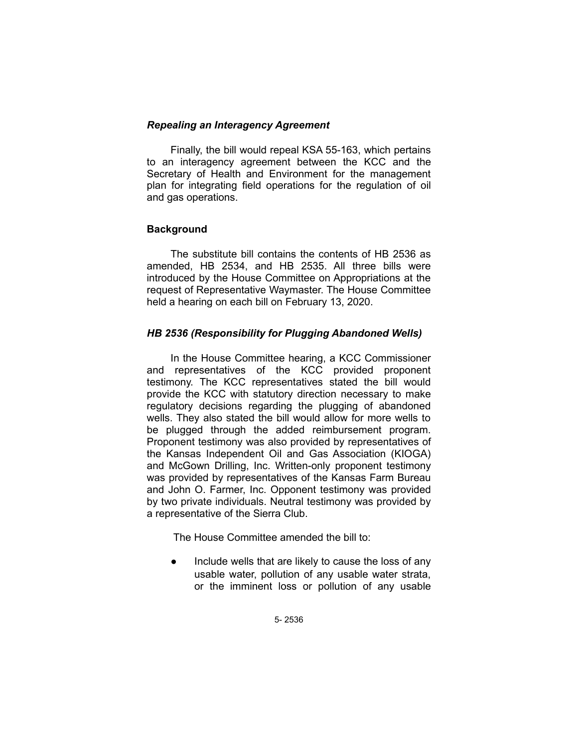### *Repealing an Interagency Agreement*

Finally, the bill would repeal KSA 55-163, which pertains to an interagency agreement between the KCC and the Secretary of Health and Environment for the management plan for integrating field operations for the regulation of oil and gas operations.

## Background

The substitute bill contains the contents of HB 2536 as amended, HB 2534, and HB 2535. All three bills were introduced by the House Committee on Appropriations at the request of Representative Waymaster. The House Committee held a hearing on each bill on February 13, 2020.

### *HB 2536 (Responsibility for Plugging Abandoned Wells)*

In the House Committee hearing, a KCC Commissioner and representatives of the KCC provided proponent testimony. The KCC representatives stated the bill would provide the KCC with statutory direction necessary to make regulatory decisions regarding the plugging of abandoned wells. They also stated the bill would allow for more wells to be plugged through the added reimbursement program. Proponent testimony was also provided by representatives of the Kansas Independent Oil and Gas Association (KIOGA) and McGown Drilling, Inc. Written-only proponent testimony was provided by representatives of the Kansas Farm Bureau and John O. Farmer, Inc. Opponent testimony was provided by two private individuals. Neutral testimony was provided by a representative of the Sierra Club.

The House Committee amended the bill to:

- Include wells that are likely to cause the loss of any usable water, pollution of any usable water strata, or the imminent loss or pollution of any usable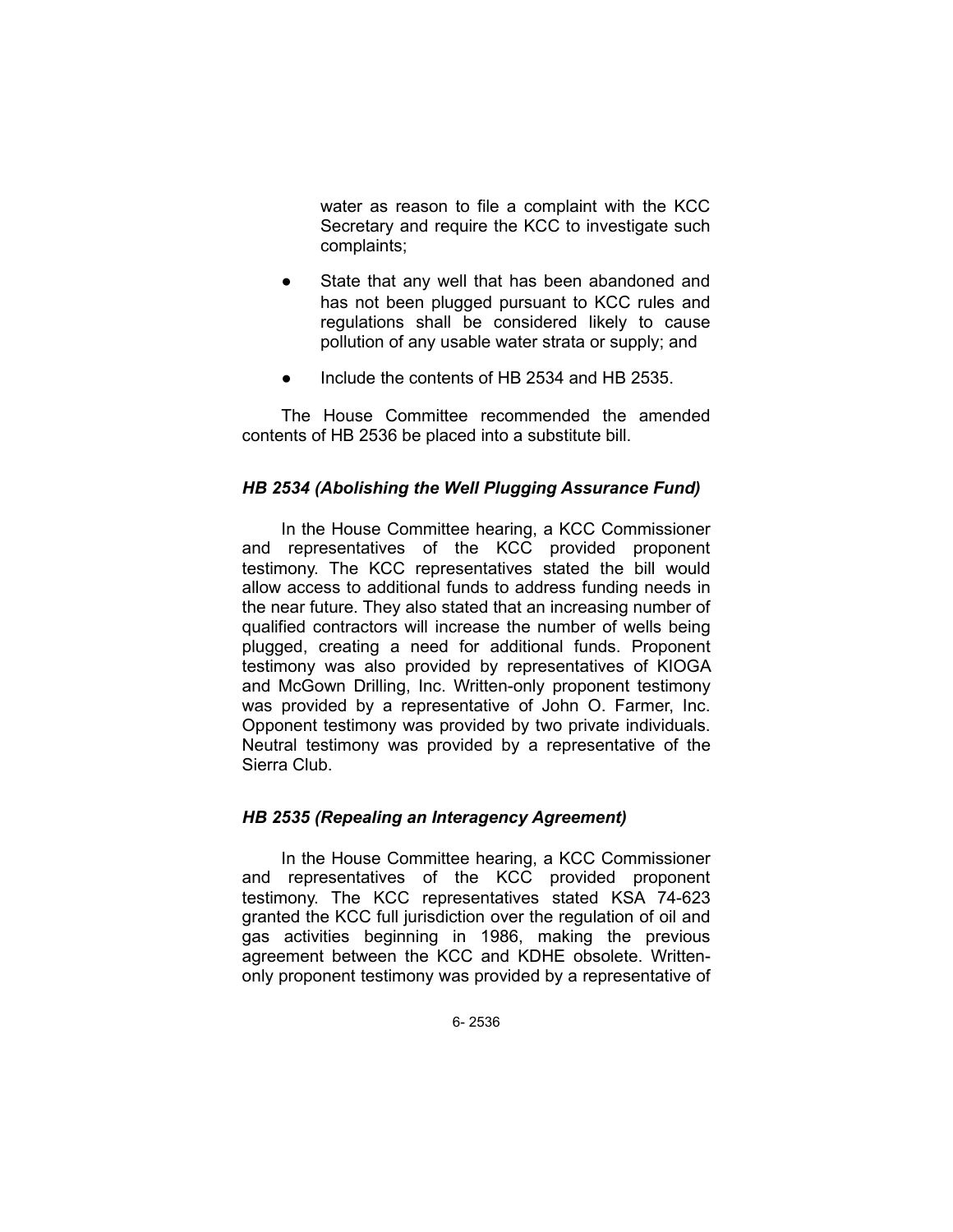water as reason to file a complaint with the KCC Secretary and require the KCC to investigate such complaints;

- State that any well that has been abandoned and has not been plugged pursuant to KCC rules and regulations shall be considered likely to cause pollution of any usable water strata or supply; and
- Include the contents of HB 2534 and HB 2535.

The House Committee recommended the amended contents of HB 2536 be placed into a substitute bill.

### *HB 2534 (Abolishing the Well Plugging Assurance Fund)*

In the House Committee hearing, a KCC Commissioner and representatives of the KCC provided proponent testimony. The KCC representatives stated the bill would allow access to additional funds to address funding needs in the near future. They also stated that an increasing number of qualified contractors will increase the number of wells being plugged, creating a need for additional funds. Proponent testimony was also provided by representatives of KIOGA and McGown Drilling, Inc. Written-only proponent testimony was provided by a representative of John O. Farmer, Inc. Opponent testimony was provided by two private individuals. Neutral testimony was provided by a representative of the Sierra Club.

### *HB 2535 (Repealing an Interagency Agreement)*

In the House Committee hearing, a KCC Commissioner and representatives of the KCC provided proponent testimony. The KCC representatives stated KSA 74-623 granted the KCC full jurisdiction over the regulation of oil and gas activities beginning in 1986, making the previous agreement between the KCC and KDHE obsolete. Written-only proponent testimony was provided by a representative of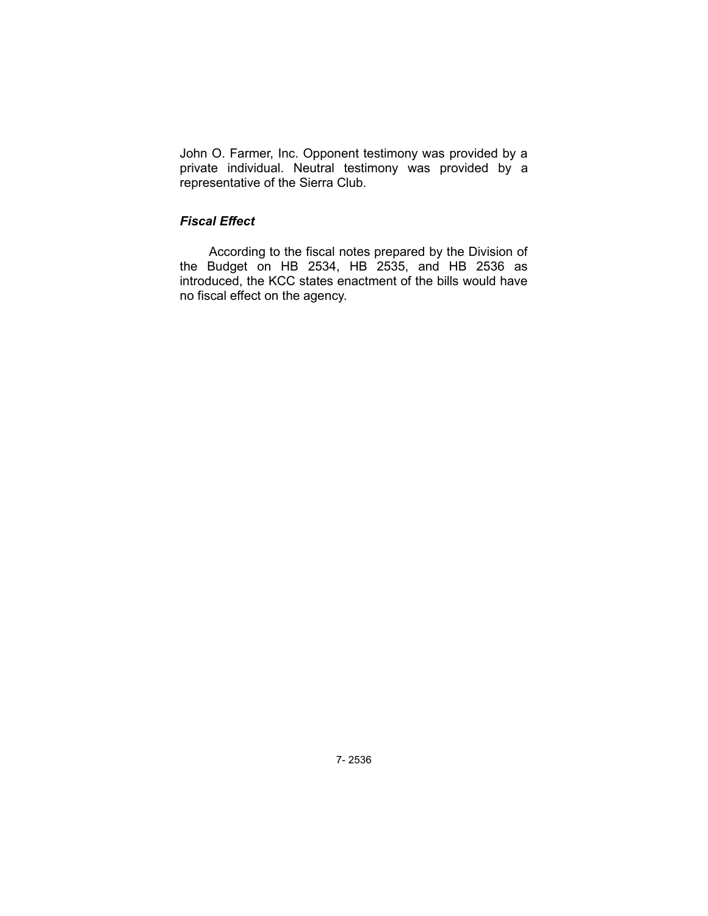John O. Farmer, Inc. Opponent testimony was provided by a private individual. Neutral testimony was provided by a representative of the Sierra Club.

### *Fiscal Effect*

According to the fiscal notes prepared by the Division of the Budget on HB 2534, HB 2535, and HB 2536 as introduced, the KCC states enactment of the bills would have no fiscal effect on the agency.